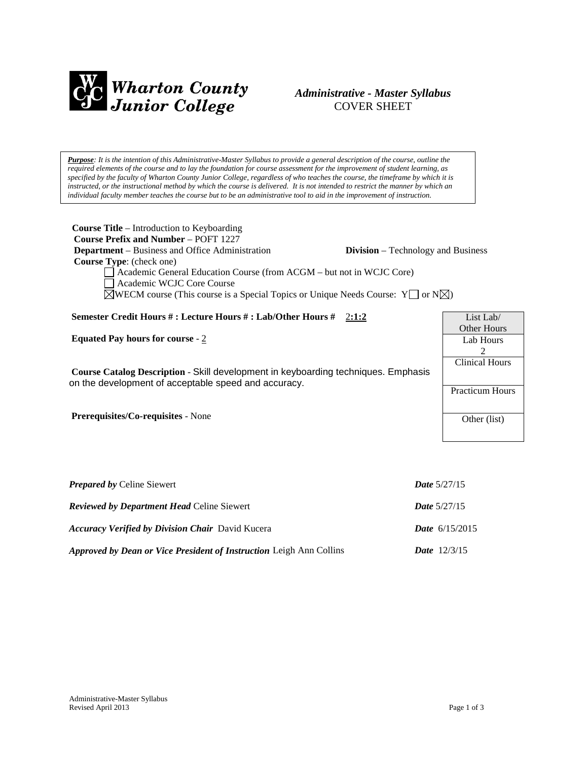# Wharton County Junior College

## *Administrative - Master Syllabus*
## COVER SHEET

*__Purpose__: It is the intention of this Administrative-Master Syllabus to provide a general description of the course, outline the required elements of the course and to lay the foundation for course assessment for the improvement of student learning, as specified by the faculty of Wharton County Junior College, regardless of who teaches the course, the timeframe by which it is instructed, or the instructional method by which the course is delivered. It is not intended to restrict the manner by which an individual faculty member teaches the course but to be an administrative tool to aid in the improvement of instruction.*

**Course Title** – Introduction to Keyboarding
**Course Prefix and Number** – POFT 1227
**Department** – Business and Office Administration **Division** – Technology and Business
**Course Type**: (check one)

- ☐ Academic General Education Course (from ACGM – but not in WCJC Core)
- ☐ Academic WCJC Core Course
- ☒ WECM course (This course is a Special Topics or Unique Needs Course: Y☐ or N☒)

**Semester Credit Hours # : Lecture Hours # : Lab/Other Hours #** 2:1:2

**Equated Pay hours for course** - 2

**Course Catalog Description** - Skill development in keyboarding techniques. Emphasis on the development of acceptable speed and accuracy.

**Prerequisites/Co-requisites** - None

| List Lab/ Other Hours |
|---|
| Lab Hours 2 |
| Clinical Hours |
| Practicum Hours |
| Other (list) |

***Prepared by*** Celine Siewert ***Date*** 5/27/15

***Reviewed by Department Head*** Celine Siewert ***Date*** 5/27/15

***Accuracy Verified by Division Chair*** David Kucera ***Date*** 6/15/2015

***Approved by Dean or Vice President of Instruction*** Leigh Ann Collins ***Date*** 12/3/15

Administrative-Master Syllabus
Revised April 2013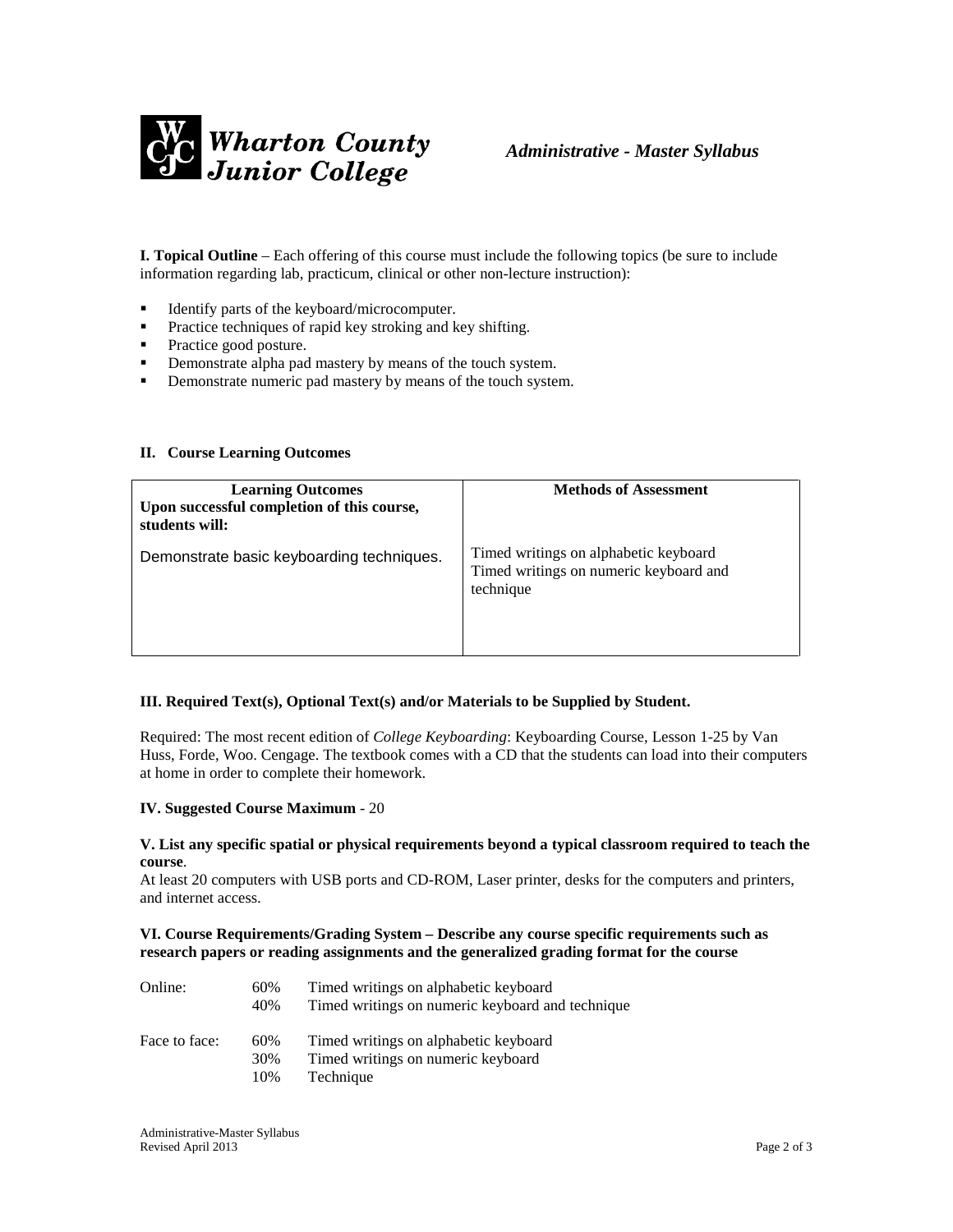**I. Topical Outline** – Each offering of this course must include the following topics (be sure to include information regarding lab, practicum, clinical or other non-lecture instruction):

- Identify parts of the keyboard/microcomputer.
- Practice techniques of rapid key stroking and key shifting.
- Practice good posture.
- Demonstrate alpha pad mastery by means of the touch system.
- Demonstrate numeric pad mastery by means of the touch system.

**II. Course Learning Outcomes**

| **Learning Outcomes**<br>**Upon successful completion of this course, students will:** | **Methods of Assessment** |
|---|---|
| Demonstrate basic keyboarding techniques. | Timed writings on alphabetic keyboard<br>Timed writings on numeric keyboard and technique |

**III. Required Text(s), Optional Text(s) and/or Materials to be Supplied by Student.**

Required: The most recent edition of *College Keyboarding*: Keyboarding Course, Lesson 1-25 by Van Huss, Forde, Woo. Cengage. The textbook comes with a CD that the students can load into their computers at home in order to complete their homework.

**IV. Suggested Course Maximum** - 20

**V. List any specific spatial or physical requirements beyond a typical classroom required to teach the course**.

At least 20 computers with USB ports and CD-ROM, Laser printer, desks for the computers and printers, and internet access.

**VI. Course Requirements/Grading System – Describe any course specific requirements such as research papers or reading assignments and the generalized grading format for the course**

| | | |
|---|---|---|
| Online: | 60% | Timed writings on alphabetic keyboard |
| | 40% | Timed writings on numeric keyboard and technique |
| Face to face: | 60% | Timed writings on alphabetic keyboard |
| | 30% | Timed writings on numeric keyboard |
| | 10% | Technique |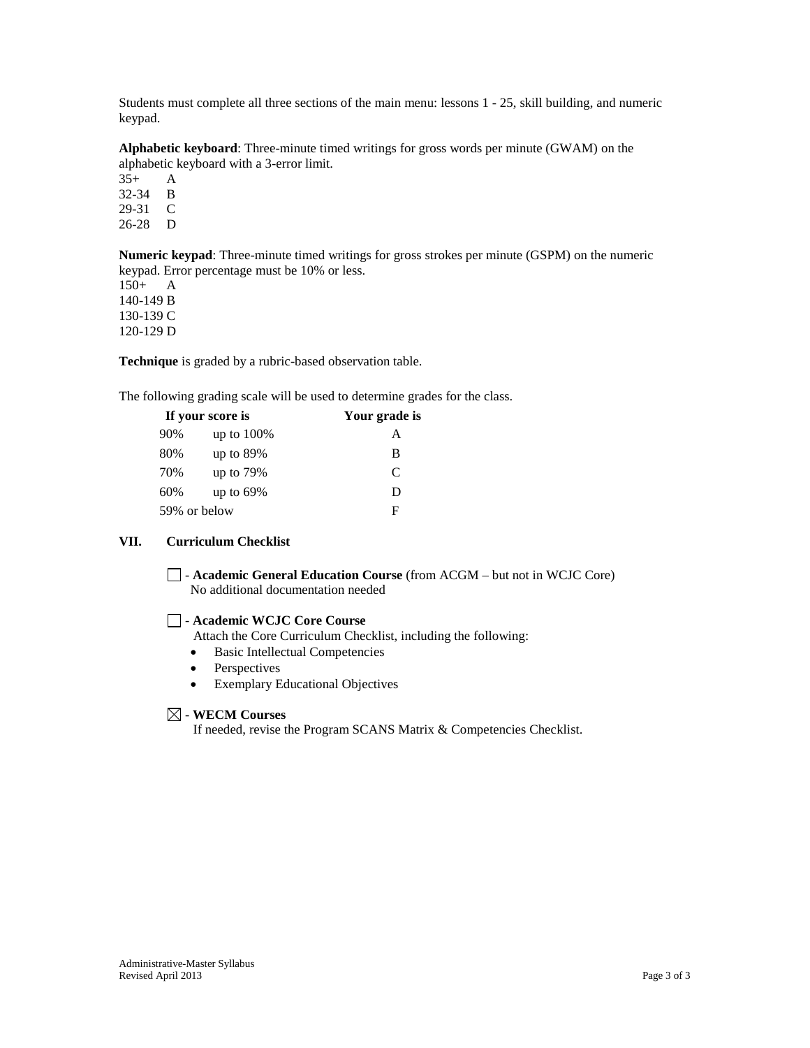Students must complete all three sections of the main menu: lessons 1 - 25, skill building, and numeric keypad.

**Alphabetic keyboard**: Three-minute timed writings for gross words per minute (GWAM) on the alphabetic keyboard with a 3-error limit.

35+ A
32-34 B
29-31 C
26-28 D

**Numeric keypad**: Three-minute timed writings for gross strokes per minute (GSPM) on the numeric keypad. Error percentage must be 10% or less.

150+ A
140-149 B
130-139 C
120-129 D

**Technique** is graded by a rubric-based observation table.

The following grading scale will be used to determine grades for the class.

| If your score is | | Your grade is |
|---|---|---|
| 90% | up to 100% | A |
| 80% | up to 89% | B |
| 70% | up to 79% | C |
| 60% | up to 69% | D |
| 59% or below | | F |

## VII. Curriculum Checklist

☐ - **Academic General Education Course** (from ACGM – but not in WCJC Core)
No additional documentation needed

☐ - **Academic WCJC Core Course**
Attach the Core Curriculum Checklist, including the following:

- Basic Intellectual Competencies
- Perspectives
- Exemplary Educational Objectives

☒ - **WECM Courses**
If needed, revise the Program SCANS Matrix & Competencies Checklist.

Administrative-Master Syllabus
Revised April 2013